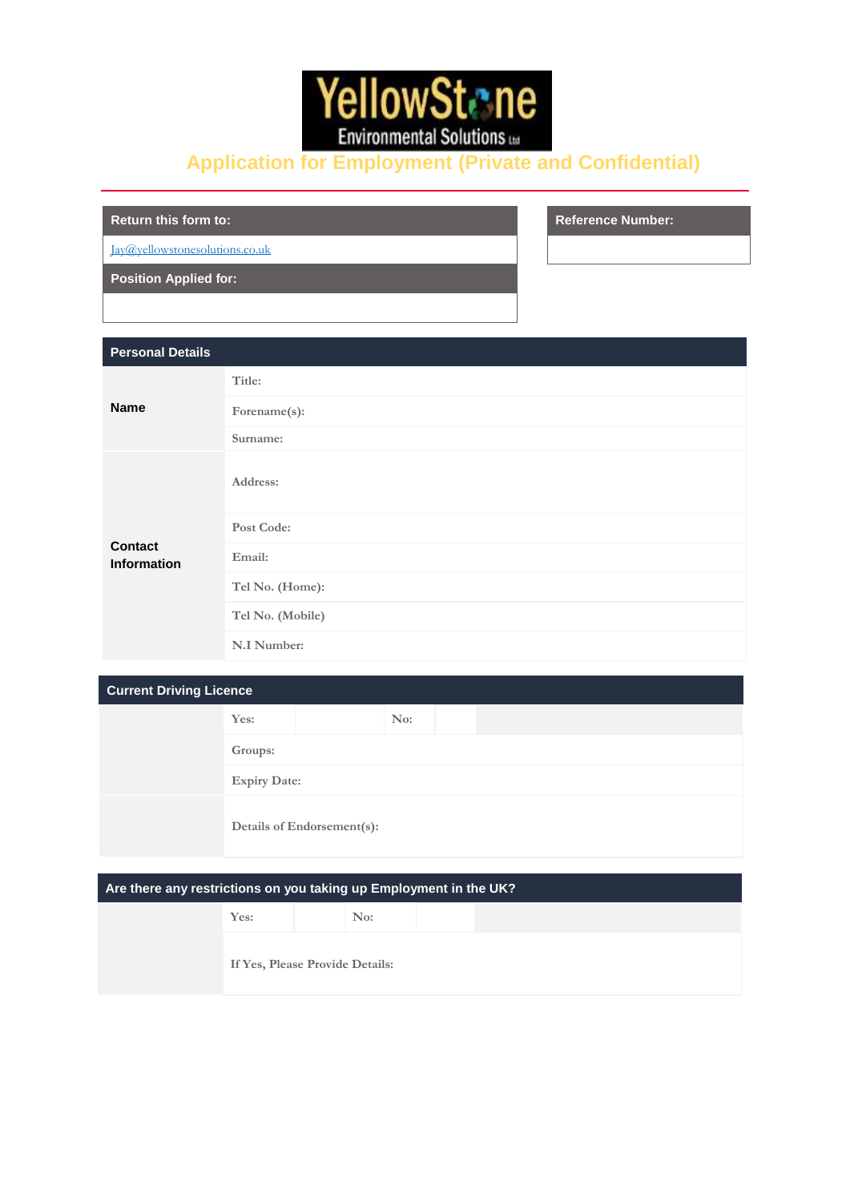# YellowStone Environmental Solutions Ltd

## Application for Employment (Private and Confidential)

| Return this form to: |
|---|
| Jay@yellowstonesolutions.co.uk |
| **Position Applied for:** |
| |

| Reference Number: |
|---|
| |

| Personal Details | |
|---|---|
| **Name** | Title: |
| | Forename(s): |
| | Surname: |
| **Contact Information** | Address: |
| | Post Code: |
| | Email: |
| | Tel No. (Home): |
| | Tel No. (Mobile) |
| | N.I Number: |

| Current Driving Licence | | | | |
|---|---|---|---|---|
| | Yes: | | No: | |
| | Groups: | | | |
| | Expiry Date: | | | |
| | Details of Endorsement(s): | | | |

| Are there any restrictions on you taking up Employment in the UK? | | | | |
|---|---|---|---|---|
| | Yes: | | No: | |
| | If Yes, Please Provide Details: | | | |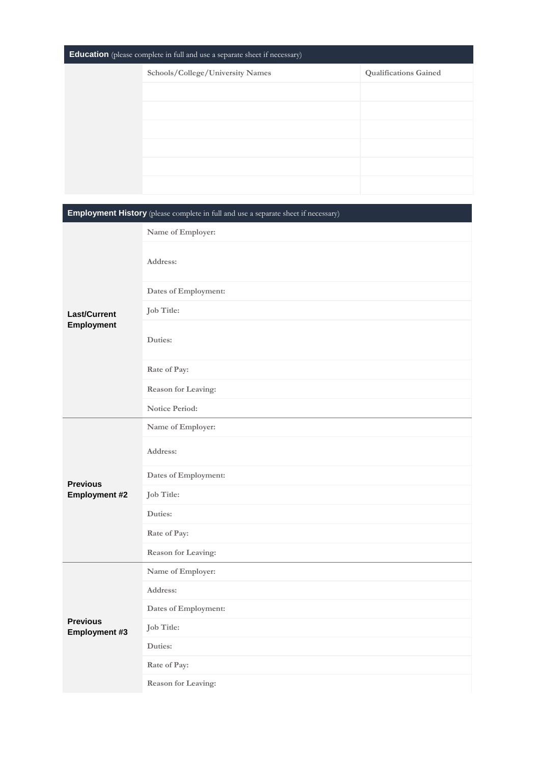## **Education** (please complete in full and use a separate sheet if necessary)

| | Schools/College/University Names | Qualifications Gained |
|---|---|---|
| | | |
| | | |
| | | |
| | | |
| | | |
| | | |

## **Employment History** (please complete in full and use a separate sheet if necessary)

| | |
|---|---|
| **Last/Current Employment** | Name of Employer: |
| | Address: |
| | Dates of Employment: |
| | Job Title: |
| | Duties: |
| | Rate of Pay: |
| | Reason for Leaving: |
| | Notice Period: |
| **Previous Employment #2** | Name of Employer: |
| | Address: |
| | Dates of Employment: |
| | Job Title: |
| | Duties: |
| | Rate of Pay: |
| | Reason for Leaving: |
| **Previous Employment #3** | Name of Employer: |
| | Address: |
| | Dates of Employment: |
| | Job Title: |
| | Duties: |
| | Rate of Pay: |
| | Reason for Leaving: |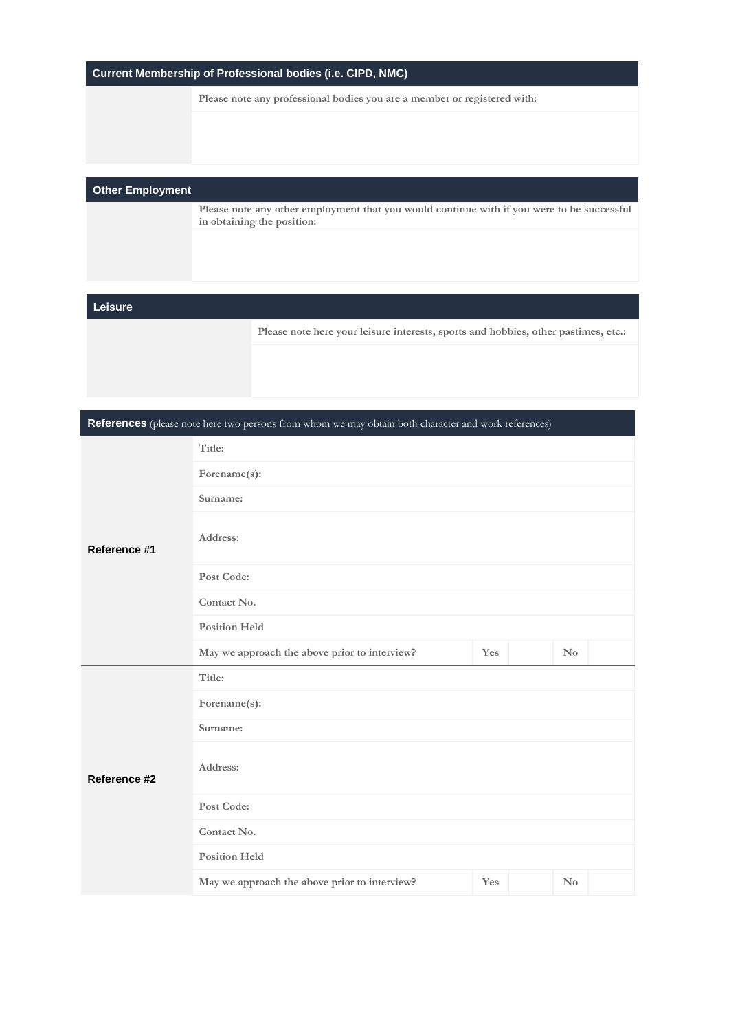## Current Membership of Professional bodies (i.e. CIPD, NMC)

| | Please note any professional bodies you are a member or registered with: |
|---|---|
| | |

## Other Employment

| | Please note any other employment that you would continue with if you were to be successful in obtaining the position: |
|---|---|
| | |

## Leisure

| | Please note here your leisure interests, sports and hobbies, other pastimes, etc.: |
|---|---|
| | |

## References (please note here two persons from whom we may obtain both character and work references)

| | | | | | |
|---|---|---|---|---|---|
| Reference #1 | Title: | | | | |
| | Forename(s): | | | | |
| | Surname: | | | | |
| | Address: | | | | |
| | Post Code: | | | | |
| | Contact No. | | | | |
| | Position Held | | | | |
| | May we approach the above prior to interview? | Yes | | No | |
| Reference #2 | Title: | | | | |
| | Forename(s): | | | | |
| | Surname: | | | | |
| | Address: | | | | |
| | Post Code: | | | | |
| | Contact No. | | | | |
| | Position Held | | | | |
| | May we approach the above prior to interview? | Yes | | No | |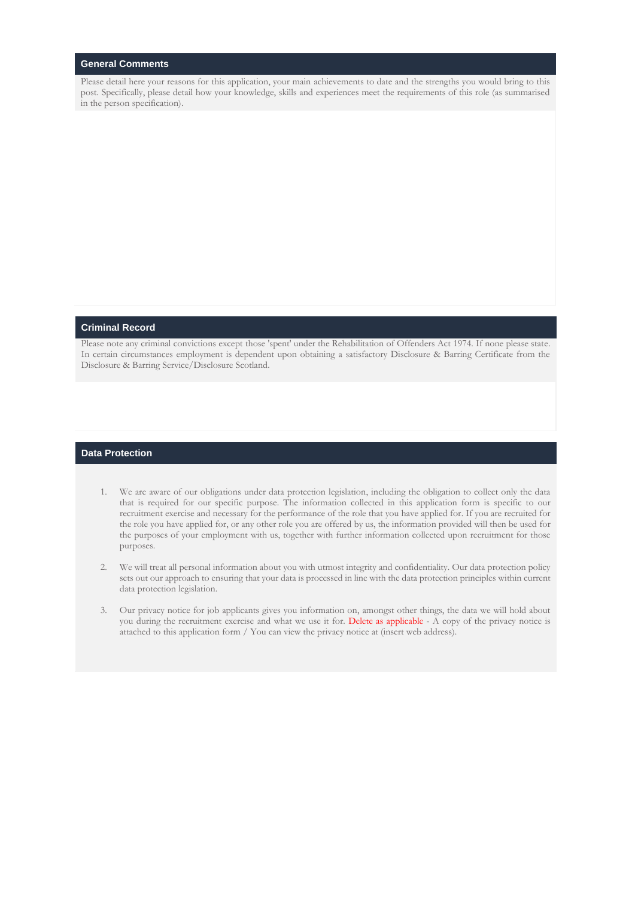## General Comments

Please detail here your reasons for this application, your main achievements to date and the strengths you would bring to this post. Specifically, please detail how your knowledge, skills and experiences meet the requirements of this role (as summarised in the person specification).

## Criminal Record

Please note any criminal convictions except those 'spent' under the Rehabilitation of Offenders Act 1974. If none please state. In certain circumstances employment is dependent upon obtaining a satisfactory Disclosure & Barring Certificate from the Disclosure & Barring Service/Disclosure Scotland.

## Data Protection

1. We are aware of our obligations under data protection legislation, including the obligation to collect only the data that is required for our specific purpose. The information collected in this application form is specific to our recruitment exercise and necessary for the performance of the role that you have applied for. If you are recruited for the role you have applied for, or any other role you are offered by us, the information provided will then be used for the purposes of your employment with us, together with further information collected upon recruitment for those purposes.

2. We will treat all personal information about you with utmost integrity and confidentiality. Our data protection policy sets out our approach to ensuring that your data is processed in line with the data protection principles within current data protection legislation.

3. Our privacy notice for job applicants gives you information on, amongst other things, the data we will hold about you during the recruitment exercise and what we use it for. Delete as applicable - A copy of the privacy notice is attached to this application form / You can view the privacy notice at (insert web address).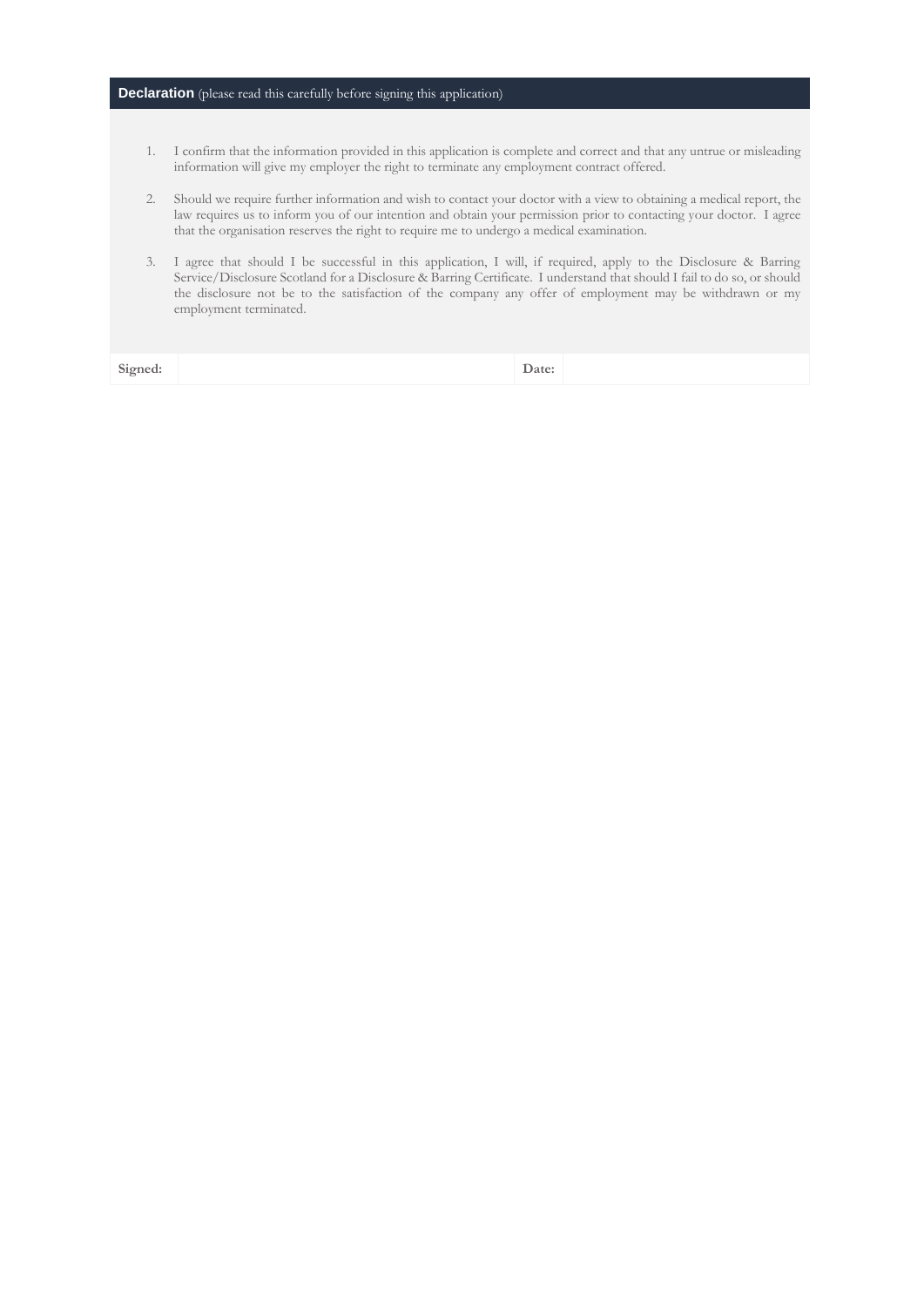## **Declaration** (please read this carefully before signing this application)

1. I confirm that the information provided in this application is complete and correct and that any untrue or misleading information will give my employer the right to terminate any employment contract offered.

2. Should we require further information and wish to contact your doctor with a view to obtaining a medical report, the law requires us to inform you of our intention and obtain your permission prior to contacting your doctor. I agree that the organisation reserves the right to require me to undergo a medical examination.

3. I agree that should I be successful in this application, I will, if required, apply to the Disclosure & Barring Service/Disclosure Scotland for a Disclosure & Barring Certificate. I understand that should I fail to do so, or should the disclosure not be to the satisfaction of the company any offer of employment may be withdrawn or my employment terminated.

| | | | |
|---|---|---|---|
| **Signed:** | | **Date:** | |